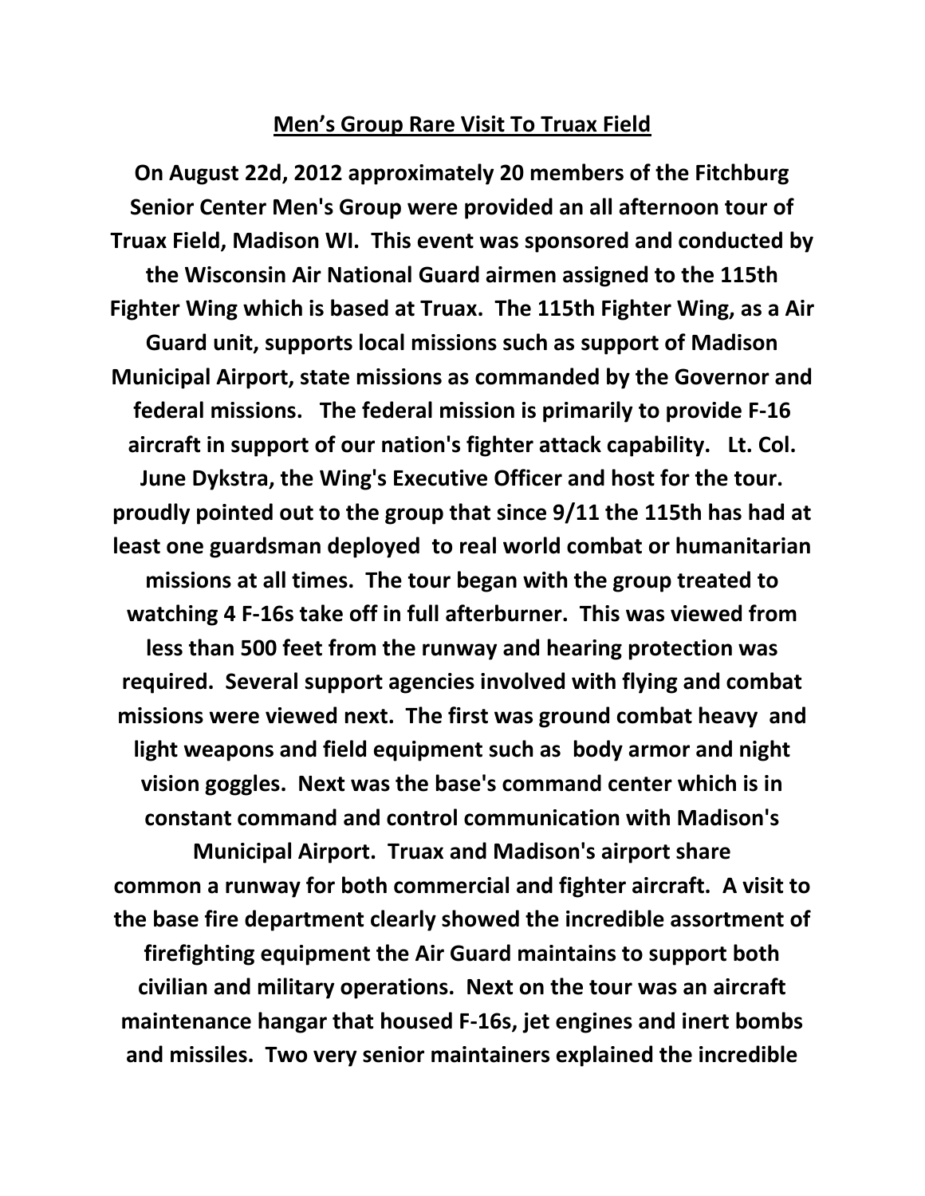# Men's Group Rare Visit To Truax Field

**On August 22d, 2012 approximately 20 members of the Fitchburg Senior Center Men's Group were provided an all afternoon tour of Truax Field, Madison WI. This event was sponsored and conducted by the Wisconsin Air National Guard airmen assigned to the 115th Fighter Wing which is based at Truax. The 115th Fighter Wing, as a Air Guard unit, supports local missions such as support of Madison Municipal Airport, state missions as commanded by the Governor and federal missions. The federal mission is primarily to provide F-16 aircraft in support of our nation's fighter attack capability. Lt. Col. June Dykstra, the Wing's Executive Officer and host for the tour. proudly pointed out to the group that since 9/11 the 115th has had at least one guardsman deployed to real world combat or humanitarian missions at all times. The tour began with the group treated to watching 4 F-16s take off in full afterburner. This was viewed from less than 500 feet from the runway and hearing protection was required. Several support agencies involved with flying and combat missions were viewed next. The first was ground combat heavy and light weapons and field equipment such as body armor and night vision goggles. Next was the base's command center which is in constant command and control communication with Madison's Municipal Airport. Truax and Madison's airport share common a runway for both commercial and fighter aircraft. A visit to the base fire department clearly showed the incredible assortment of firefighting equipment the Air Guard maintains to support both civilian and military operations. Next on the tour was an aircraft maintenance hangar that housed F-16s, jet engines and inert bombs and missiles. Two very senior maintainers explained the incredible**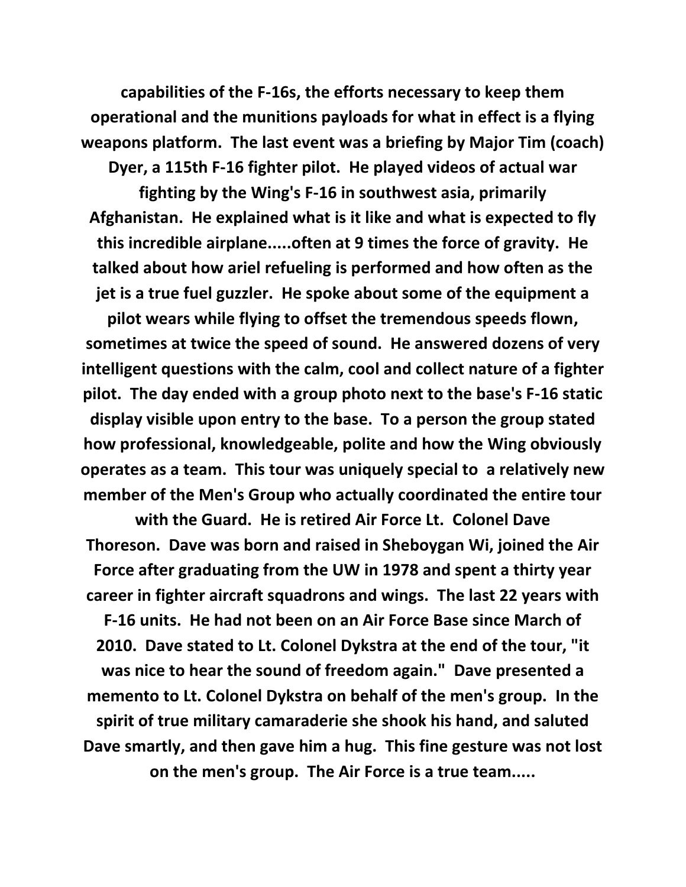**capabilities of the F-16s, the efforts necessary to keep them operational and the munitions payloads for what in effect is a flying weapons platform. The last event was a briefing by Major Tim (coach) Dyer, a 115th F-16 fighter pilot. He played videos of actual war fighting by the Wing's F-16 in southwest asia, primarily Afghanistan. He explained what is it like and what is expected to fly this incredible airplane.....often at 9 times the force of gravity. He talked about how ariel refueling is performed and how often as the jet is a true fuel guzzler. He spoke about some of the equipment a pilot wears while flying to offset the tremendous speeds flown, sometimes at twice the speed of sound. He answered dozens of very intelligent questions with the calm, cool and collect nature of a fighter pilot. The day ended with a group photo next to the base's F-16 static display visible upon entry to the base. To a person the group stated how professional, knowledgeable, polite and how the Wing obviously operates as a team. This tour was uniquely special to a relatively new member of the Men's Group who actually coordinated the entire tour with the Guard. He is retired Air Force Lt. Colonel Dave Thoreson. Dave was born and raised in Sheboygan Wi, joined the Air Force after graduating from the UW in 1978 and spent a thirty year career in fighter aircraft squadrons and wings. The last 22 years with F-16 units. He had not been on an Air Force Base since March of 2010. Dave stated to Lt. Colonel Dykstra at the end of the tour, "it was nice to hear the sound of freedom again." Dave presented a memento to Lt. Colonel Dykstra on behalf of the men's group. In the spirit of true military camaraderie she shook his hand, and saluted Dave smartly, and then gave him a hug. This fine gesture was not lost on the men's group. The Air Force is a true team.....**